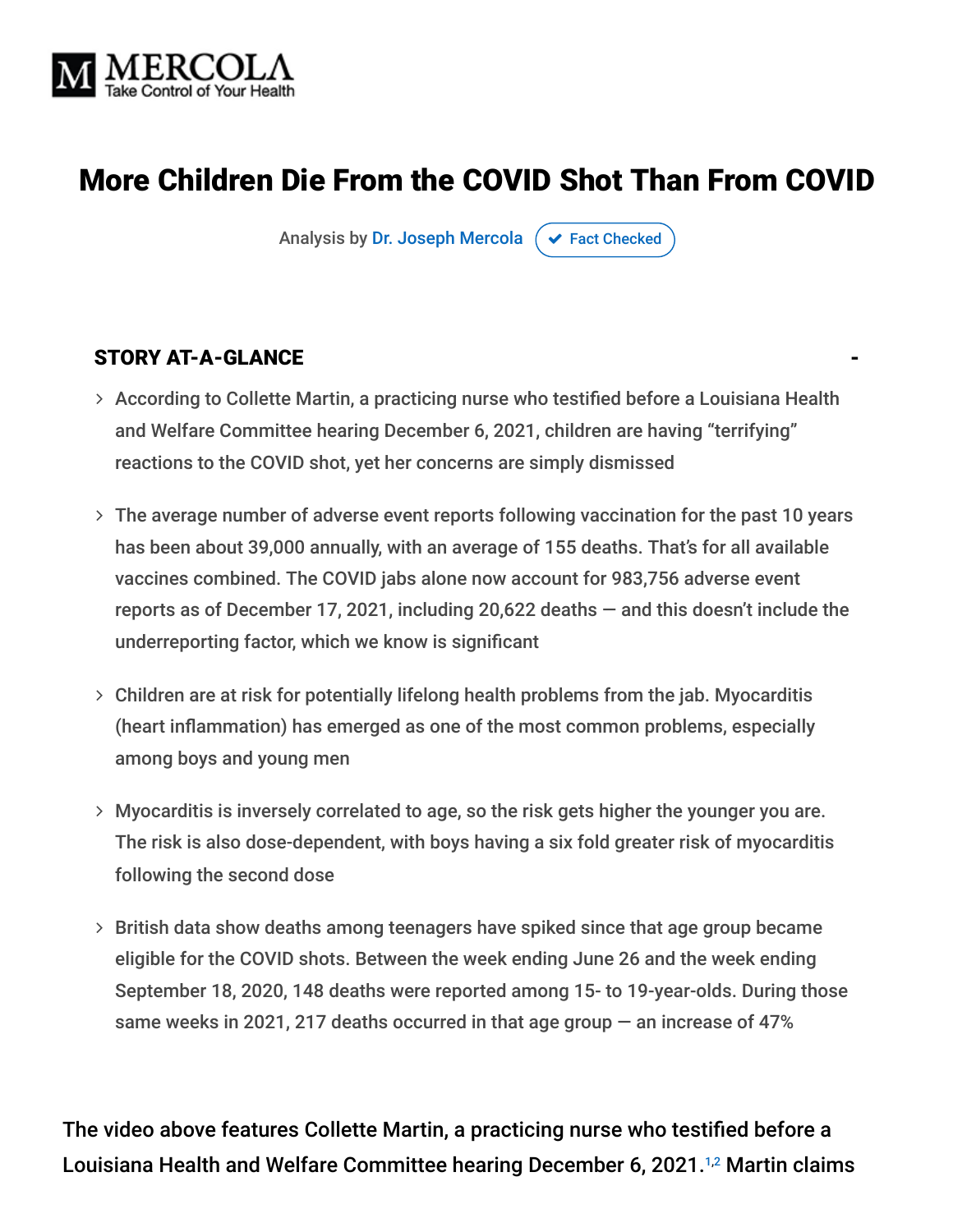MERCOLA
Take Control of Your Health

# More Children Die From the COVID Shot Than From COVID

Analysis by Dr. Joseph Mercola ✔ Fact Checked

## STORY AT-A-GLANCE

- According to Collette Martin, a practicing nurse who testified before a Louisiana Health and Welfare Committee hearing December 6, 2021, children are having "terrifying" reactions to the COVID shot, yet her concerns are simply dismissed
- The average number of adverse event reports following vaccination for the past 10 years has been about 39,000 annually, with an average of 155 deaths. That's for all available vaccines combined. The COVID jabs alone now account for 983,756 adverse event reports as of December 17, 2021, including 20,622 deaths — and this doesn't include the underreporting factor, which we know is significant
- Children are at risk for potentially lifelong health problems from the jab. Myocarditis (heart inflammation) has emerged as one of the most common problems, especially among boys and young men
- Myocarditis is inversely correlated to age, so the risk gets higher the younger you are. The risk is also dose-dependent, with boys having a six fold greater risk of myocarditis following the second dose
- British data show deaths among teenagers have spiked since that age group became eligible for the COVID shots. Between the week ending June 26 and the week ending September 18, 2020, 148 deaths were reported among 15- to 19-year-olds. During those same weeks in 2021, 217 deaths occurred in that age group — an increase of 47%

The video above features Collette Martin, a practicing nurse who testified before a Louisiana Health and Welfare Committee hearing December 6, 2021.[1,2] Martin claims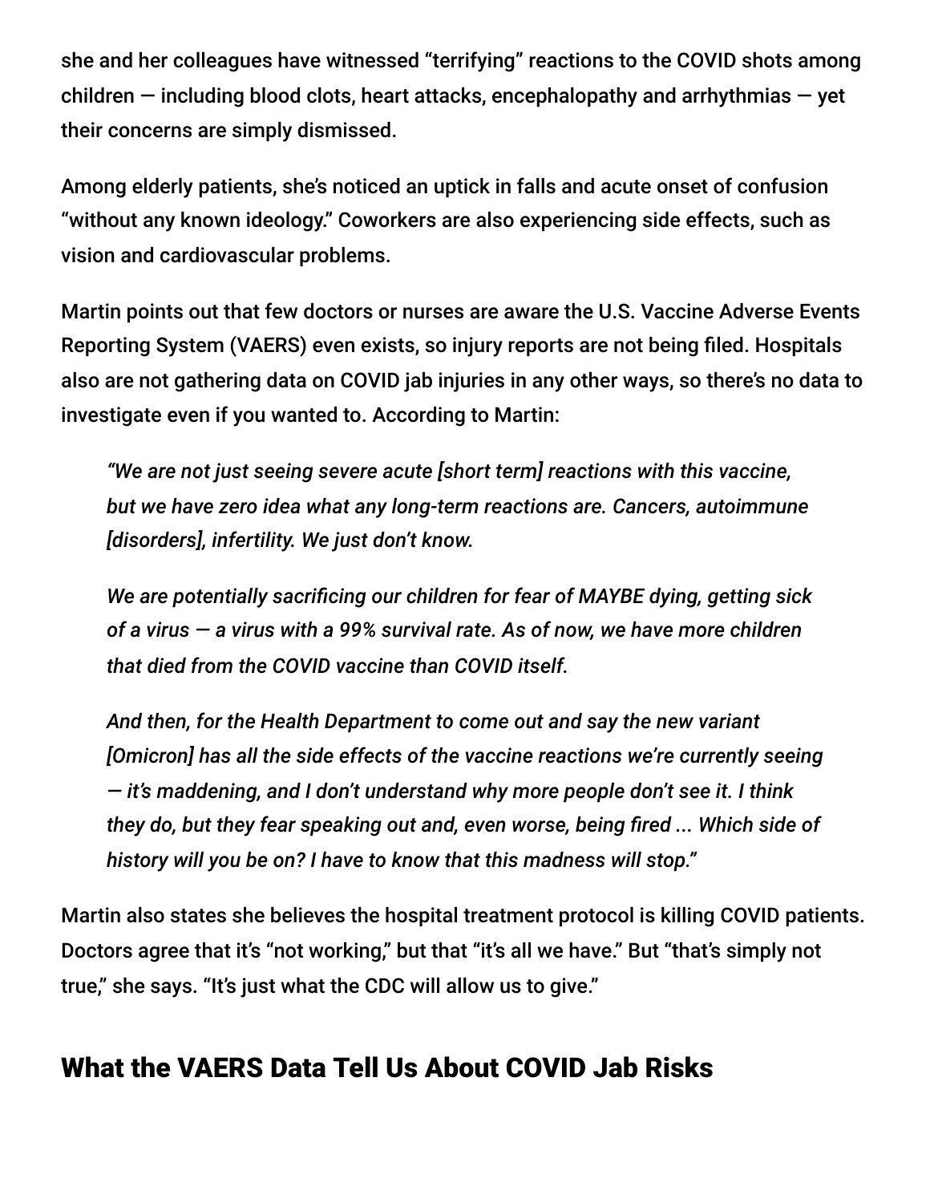she and her colleagues have witnessed "terrifying" reactions to the COVID shots among children — including blood clots, heart attacks, encephalopathy and arrhythmias — yet their concerns are simply dismissed.

Among elderly patients, she's noticed an uptick in falls and acute onset of confusion "without any known ideology." Coworkers are also experiencing side effects, such as vision and cardiovascular problems.

Martin points out that few doctors or nurses are aware the U.S. Vaccine Adverse Events Reporting System (VAERS) even exists, so injury reports are not being filed. Hospitals also are not gathering data on COVID jab injuries in any other ways, so there's no data to investigate even if you wanted to. According to Martin:

> *"We are not just seeing severe acute [short term] reactions with this vaccine, but we have zero idea what any long-term reactions are. Cancers, autoimmune [disorders], infertility. We just don't know.*
>
> *We are potentially sacrificing our children for fear of MAYBE dying, getting sick of a virus — a virus with a 99% survival rate. As of now, we have more children that died from the COVID vaccine than COVID itself.*
>
> *And then, for the Health Department to come out and say the new variant [Omicron] has all the side effects of the vaccine reactions we're currently seeing — it's maddening, and I don't understand why more people don't see it. I think they do, but they fear speaking out and, even worse, being fired ... Which side of history will you be on? I have to know that this madness will stop."*

Martin also states she believes the hospital treatment protocol is killing COVID patients. Doctors agree that it's "not working," but that "it's all we have." But "that's simply not true," she says. "It's just what the CDC will allow us to give."

## What the VAERS Data Tell Us About COVID Jab Risks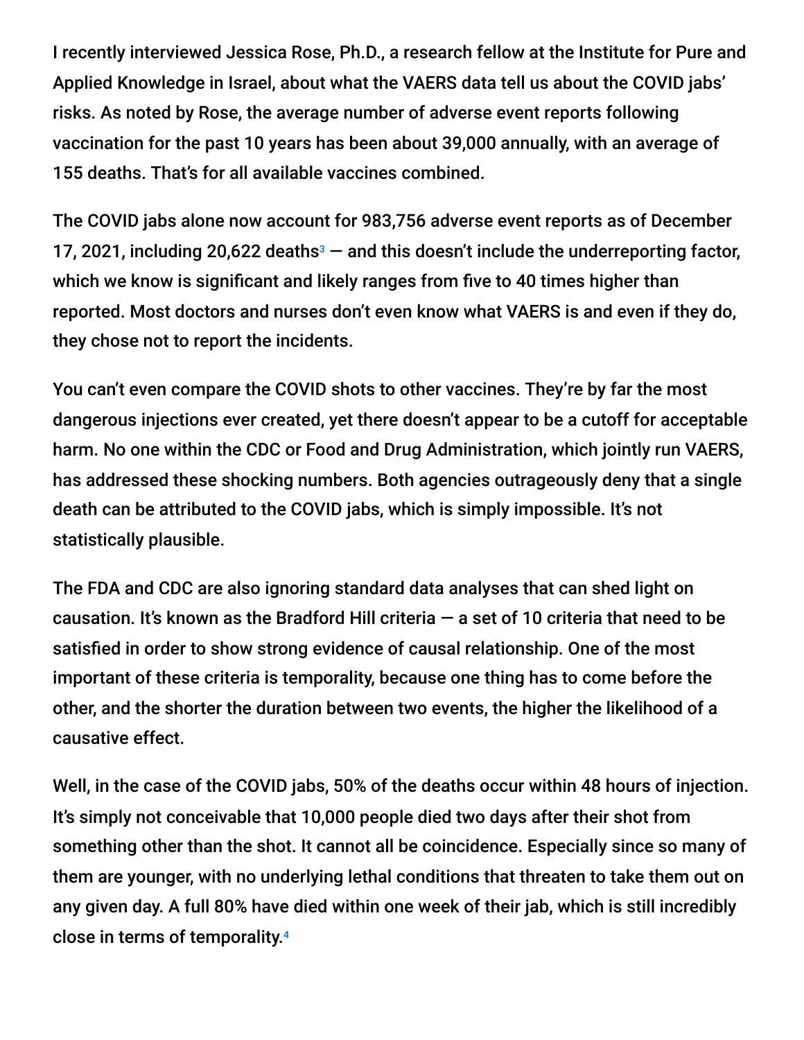I recently interviewed Jessica Rose, Ph.D., a research fellow at the Institute for Pure and Applied Knowledge in Israel, about what the VAERS data tell us about the COVID jabs' risks. As noted by Rose, the average number of adverse event reports following vaccination for the past 10 years has been about 39,000 annually, with an average of 155 deaths. That's for all available vaccines combined.

The COVID jabs alone now account for 983,756 adverse event reports as of December 17, 2021, including 20,622 deaths[3] — and this doesn't include the underreporting factor, which we know is significant and likely ranges from five to 40 times higher than reported. Most doctors and nurses don't even know what VAERS is and even if they do, they chose not to report the incidents.

You can't even compare the COVID shots to other vaccines. They're by far the most dangerous injections ever created, yet there doesn't appear to be a cutoff for acceptable harm. No one within the CDC or Food and Drug Administration, which jointly run VAERS, has addressed these shocking numbers. Both agencies outrageously deny that a single death can be attributed to the COVID jabs, which is simply impossible. It's not statistically plausible.

The FDA and CDC are also ignoring standard data analyses that can shed light on causation. It's known as the Bradford Hill criteria — a set of 10 criteria that need to be satisfied in order to show strong evidence of causal relationship. One of the most important of these criteria is temporality, because one thing has to come before the other, and the shorter the duration between two events, the higher the likelihood of a causative effect.

Well, in the case of the COVID jabs, 50% of the deaths occur within 48 hours of injection. It's simply not conceivable that 10,000 people died two days after their shot from something other than the shot. It cannot all be coincidence. Especially since so many of them are younger, with no underlying lethal conditions that threaten to take them out on any given day. A full 80% have died within one week of their jab, which is still incredibly close in terms of temporality.[4]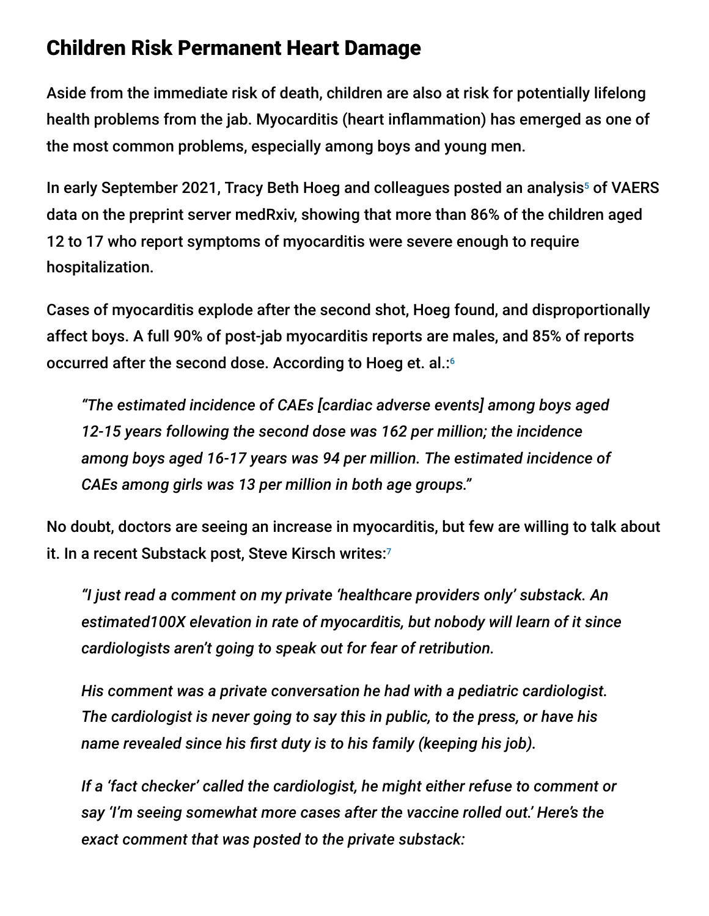## Children Risk Permanent Heart Damage

Aside from the immediate risk of death, children are also at risk for potentially lifelong health problems from the jab. Myocarditis (heart inflammation) has emerged as one of the most common problems, especially among boys and young men.

In early September 2021, Tracy Beth Hoeg and colleagues posted an analysis[5] of VAERS data on the preprint server medRxiv, showing that more than 86% of the children aged 12 to 17 who report symptoms of myocarditis were severe enough to require hospitalization.

Cases of myocarditis explode after the second shot, Hoeg found, and disproportionally affect boys. A full 90% of post-jab myocarditis reports are males, and 85% of reports occurred after the second dose. According to Hoeg et. al.:[6]

> *"The estimated incidence of CAEs [cardiac adverse events] among boys aged 12-15 years following the second dose was 162 per million; the incidence among boys aged 16-17 years was 94 per million. The estimated incidence of CAEs among girls was 13 per million in both age groups."*

No doubt, doctors are seeing an increase in myocarditis, but few are willing to talk about it. In a recent Substack post, Steve Kirsch writes:[7]

> *"I just read a comment on my private 'healthcare providers only' substack. An estimated100X elevation in rate of myocarditis, but nobody will learn of it since cardiologists aren't going to speak out for fear of retribution.*
>
> *His comment was a private conversation he had with a pediatric cardiologist. The cardiologist is never going to say this in public, to the press, or have his name revealed since his first duty is to his family (keeping his job).*
>
> *If a 'fact checker' called the cardiologist, he might either refuse to comment or say 'I'm seeing somewhat more cases after the vaccine rolled out.' Here's the exact comment that was posted to the private substack:*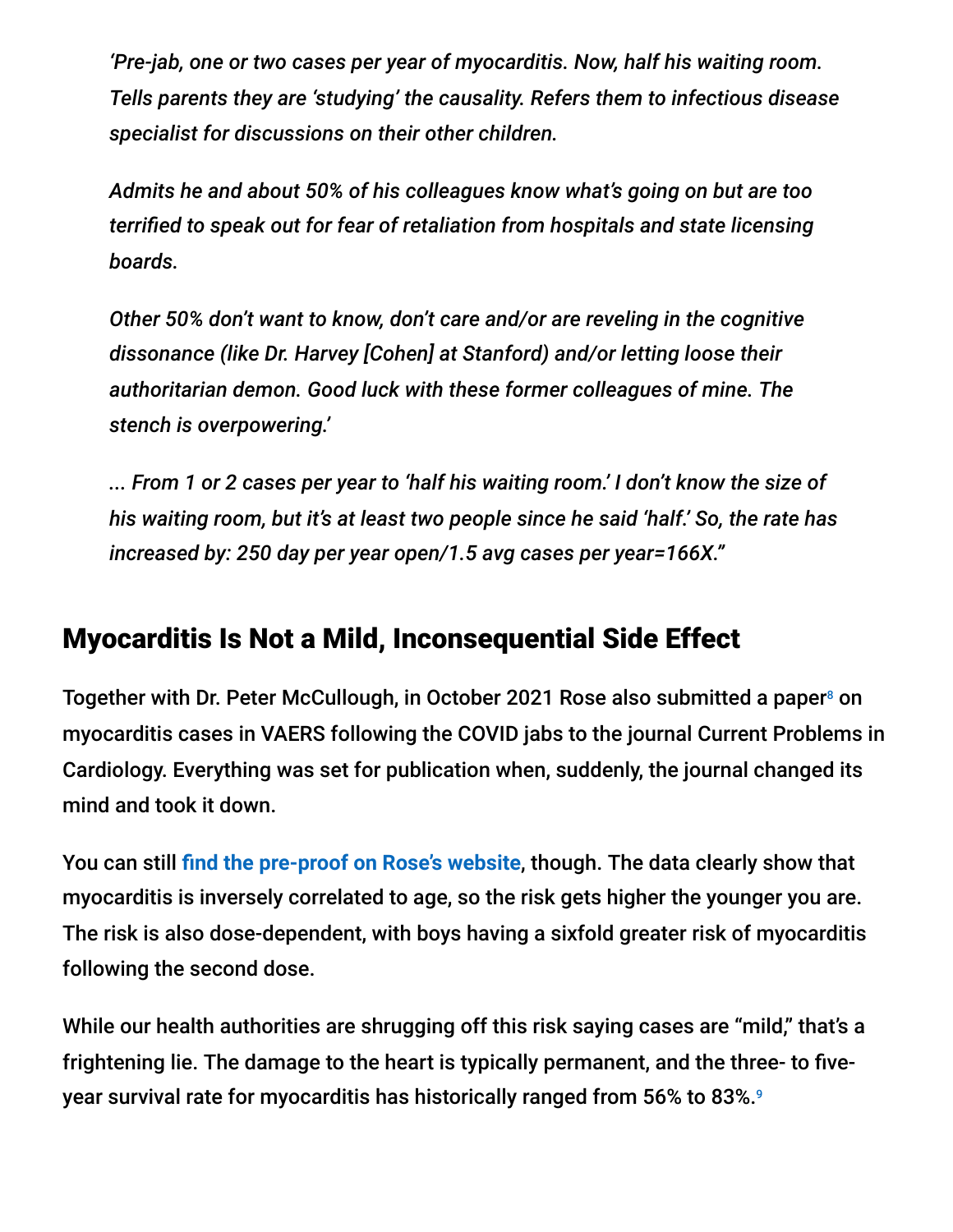*'Pre-jab, one or two cases per year of myocarditis. Now, half his waiting room. Tells parents they are 'studying' the causality. Refers them to infectious disease specialist for discussions on their other children.*

*Admits he and about 50% of his colleagues know what's going on but are too terrified to speak out for fear of retaliation from hospitals and state licensing boards.*

*Other 50% don't want to know, don't care and/or are reveling in the cognitive dissonance (like Dr. Harvey [Cohen] at Stanford) and/or letting loose their authoritarian demon. Good luck with these former colleagues of mine. The stench is overpowering.'*

*... From 1 or 2 cases per year to 'half his waiting room.' I don't know the size of his waiting room, but it's at least two people since he said 'half.' So, the rate has increased by: 250 day per year open/1.5 avg cases per year=166X."*

## Myocarditis Is Not a Mild, Inconsequential Side Effect

Together with Dr. Peter McCullough, in October 2021 Rose also submitted a paper[8] on myocarditis cases in VAERS following the COVID jabs to the journal Current Problems in Cardiology. Everything was set for publication when, suddenly, the journal changed its mind and took it down.

You can still **find the pre-proof on Rose's website**, though. The data clearly show that myocarditis is inversely correlated to age, so the risk gets higher the younger you are. The risk is also dose-dependent, with boys having a sixfold greater risk of myocarditis following the second dose.

While our health authorities are shrugging off this risk saying cases are "mild," that's a frightening lie. The damage to the heart is typically permanent, and the three- to five-year survival rate for myocarditis has historically ranged from 56% to 83%.[9]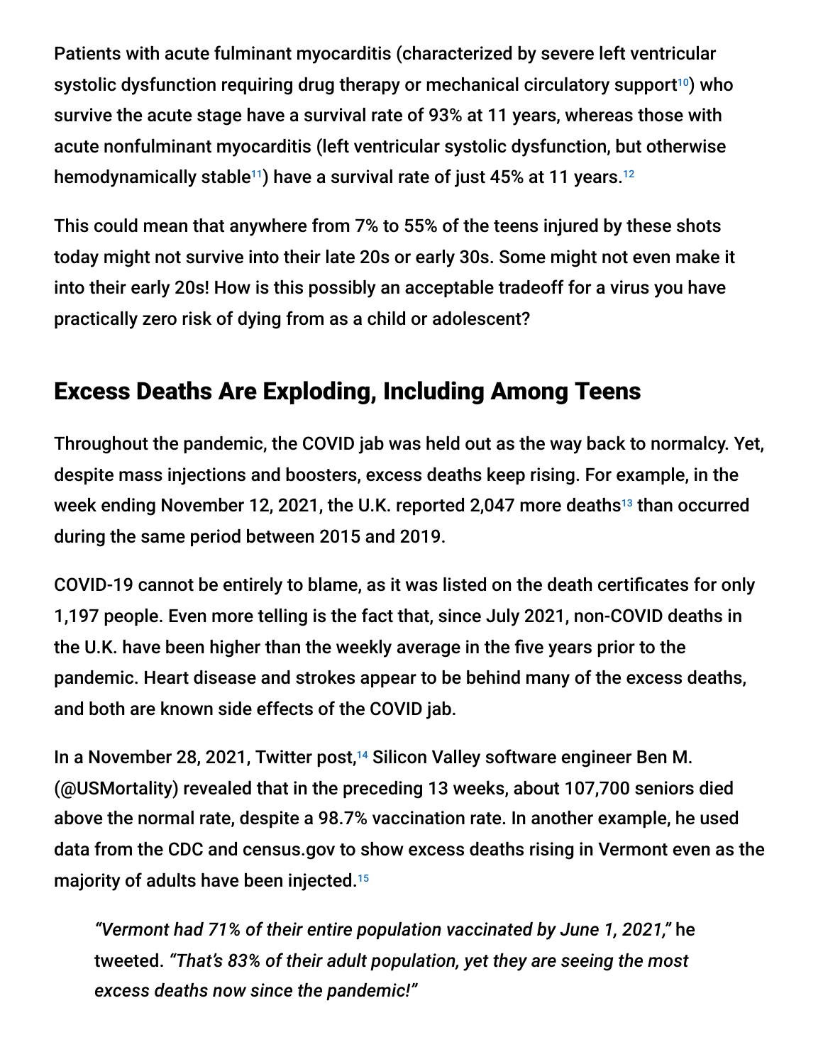Patients with acute fulminant myocarditis (characterized by severe left ventricular systolic dysfunction requiring drug therapy or mechanical circulatory support[10]) who survive the acute stage have a survival rate of 93% at 11 years, whereas those with acute nonfulminant myocarditis (left ventricular systolic dysfunction, but otherwise hemodynamically stable[11]) have a survival rate of just 45% at 11 years.[12]

This could mean that anywhere from 7% to 55% of the teens injured by these shots today might not survive into their late 20s or early 30s. Some might not even make it into their early 20s! How is this possibly an acceptable tradeoff for a virus you have practically zero risk of dying from as a child or adolescent?

## Excess Deaths Are Exploding, Including Among Teens

Throughout the pandemic, the COVID jab was held out as the way back to normalcy. Yet, despite mass injections and boosters, excess deaths keep rising. For example, in the week ending November 12, 2021, the U.K. reported 2,047 more deaths[13] than occurred during the same period between 2015 and 2019.

COVID-19 cannot be entirely to blame, as it was listed on the death certificates for only 1,197 people. Even more telling is the fact that, since July 2021, non-COVID deaths in the U.K. have been higher than the weekly average in the five years prior to the pandemic. Heart disease and strokes appear to be behind many of the excess deaths, and both are known side effects of the COVID jab.

In a November 28, 2021, Twitter post,[14] Silicon Valley software engineer Ben M. (@USMortality) revealed that in the preceding 13 weeks, about 107,700 seniors died above the normal rate, despite a 98.7% vaccination rate. In another example, he used data from the CDC and census.gov to show excess deaths rising in Vermont even as the majority of adults have been injected.[15]

> *"Vermont had 71% of their entire population vaccinated by June 1, 2021,"* he tweeted. *"That's 83% of their adult population, yet they are seeing the most excess deaths now since the pandemic!"*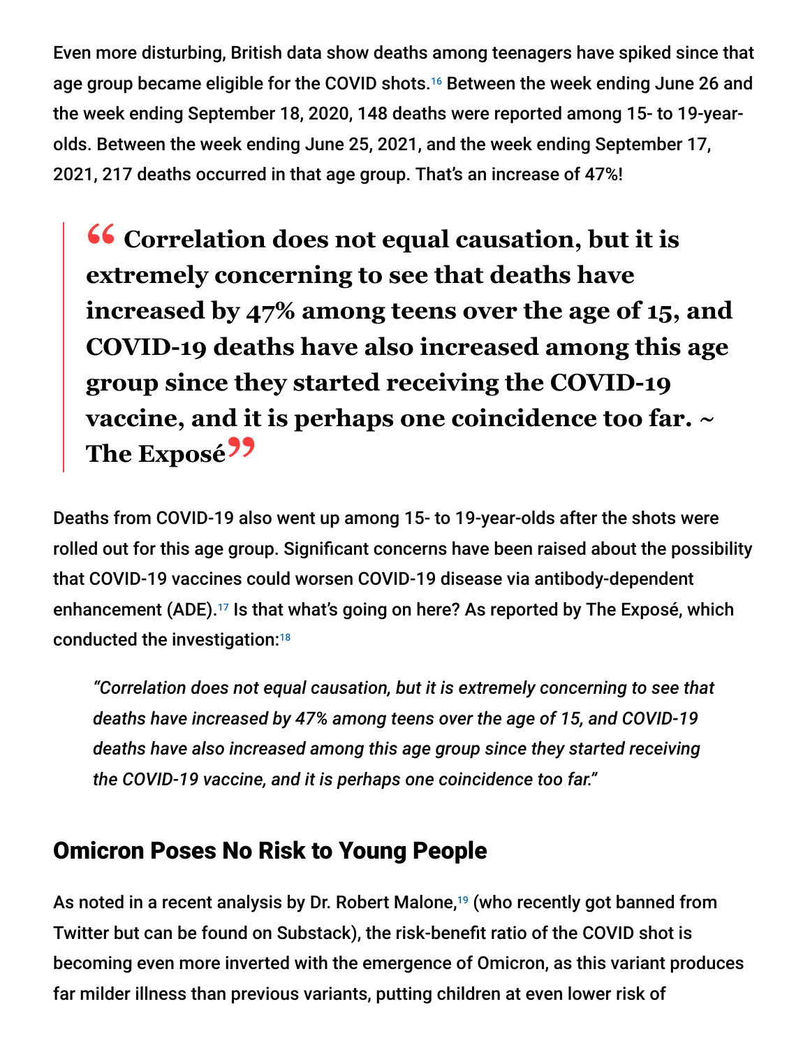Even more disturbing, British data show deaths among teenagers have spiked since that age group became eligible for the COVID shots.[16] Between the week ending June 26 and the week ending September 18, 2020, 148 deaths were reported among 15- to 19-year-olds. Between the week ending June 25, 2021, and the week ending September 17, 2021, 217 deaths occurred in that age group. That's an increase of 47%!

> **“ Correlation does not equal causation, but it is extremely concerning to see that deaths have increased by 47% among teens over the age of 15, and COVID-19 deaths have also increased among this age group since they started receiving the COVID-19 vaccine, and it is perhaps one coincidence too far. ~ The Exposé”**

Deaths from COVID-19 also went up among 15- to 19-year-olds after the shots were rolled out for this age group. Significant concerns have been raised about the possibility that COVID-19 vaccines could worsen COVID-19 disease via antibody-dependent enhancement (ADE).[17] Is that what's going on here? As reported by The Exposé, which conducted the investigation:[18]

> *“Correlation does not equal causation, but it is extremely concerning to see that deaths have increased by 47% among teens over the age of 15, and COVID-19 deaths have also increased among this age group since they started receiving the COVID-19 vaccine, and it is perhaps one coincidence too far.”*

## Omicron Poses No Risk to Young People

As noted in a recent analysis by Dr. Robert Malone,[19] (who recently got banned from Twitter but can be found on Substack), the risk-benefit ratio of the COVID shot is becoming even more inverted with the emergence of Omicron, as this variant produces far milder illness than previous variants, putting children at even lower risk of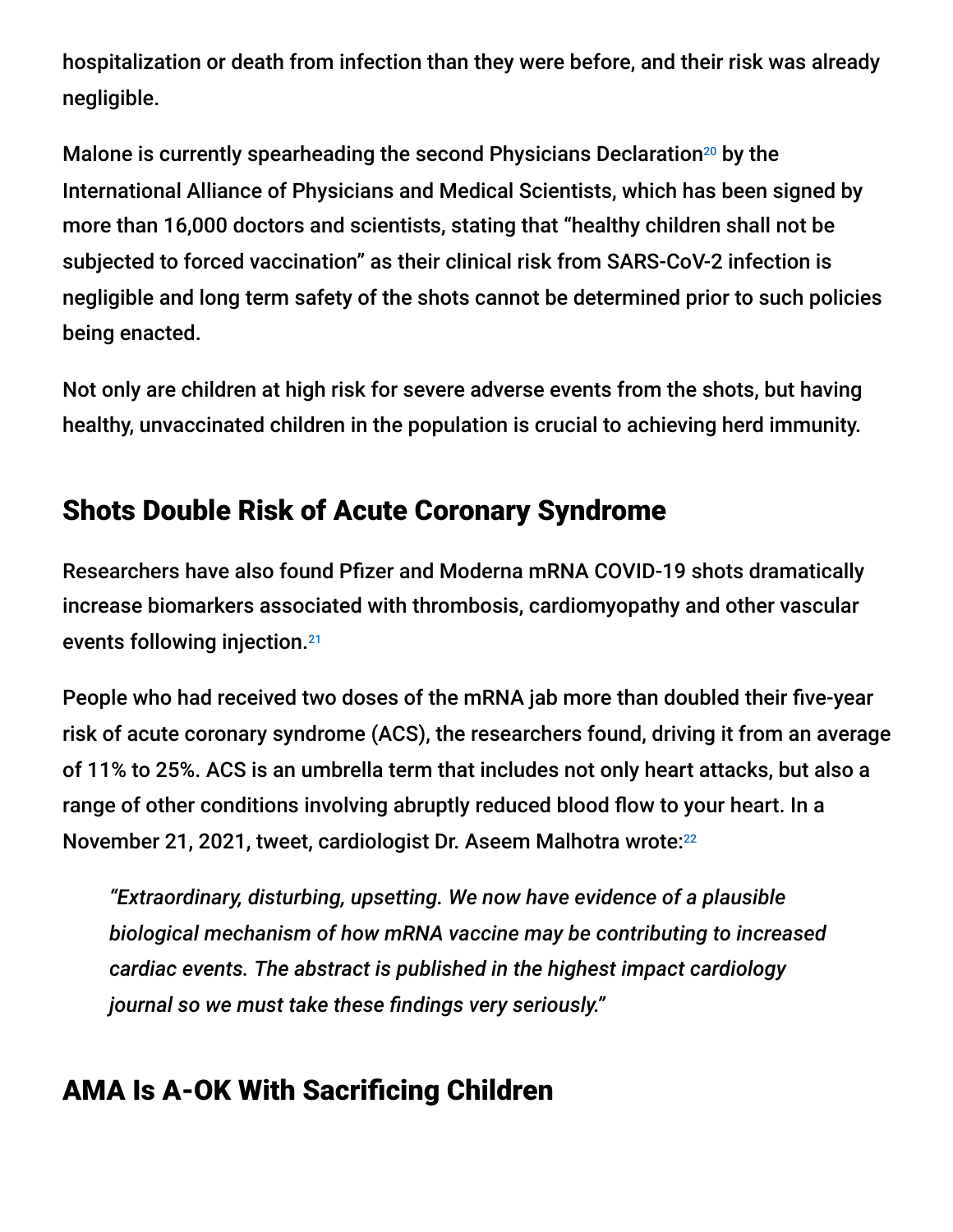hospitalization or death from infection than they were before, and their risk was already negligible.

Malone is currently spearheading the second Physicians Declaration[20] by the International Alliance of Physicians and Medical Scientists, which has been signed by more than 16,000 doctors and scientists, stating that "healthy children shall not be subjected to forced vaccination" as their clinical risk from SARS-CoV-2 infection is negligible and long term safety of the shots cannot be determined prior to such policies being enacted.

Not only are children at high risk for severe adverse events from the shots, but having healthy, unvaccinated children in the population is crucial to achieving herd immunity.

## Shots Double Risk of Acute Coronary Syndrome

Researchers have also found Pfizer and Moderna mRNA COVID-19 shots dramatically increase biomarkers associated with thrombosis, cardiomyopathy and other vascular events following injection.[21]

People who had received two doses of the mRNA jab more than doubled their five-year risk of acute coronary syndrome (ACS), the researchers found, driving it from an average of 11% to 25%. ACS is an umbrella term that includes not only heart attacks, but also a range of other conditions involving abruptly reduced blood flow to your heart. In a November 21, 2021, tweet, cardiologist Dr. Aseem Malhotra wrote:[22]

> *"Extraordinary, disturbing, upsetting. We now have evidence of a plausible biological mechanism of how mRNA vaccine may be contributing to increased cardiac events. The abstract is published in the highest impact cardiology journal so we must take these findings very seriously."*

## AMA Is A-OK With Sacrificing Children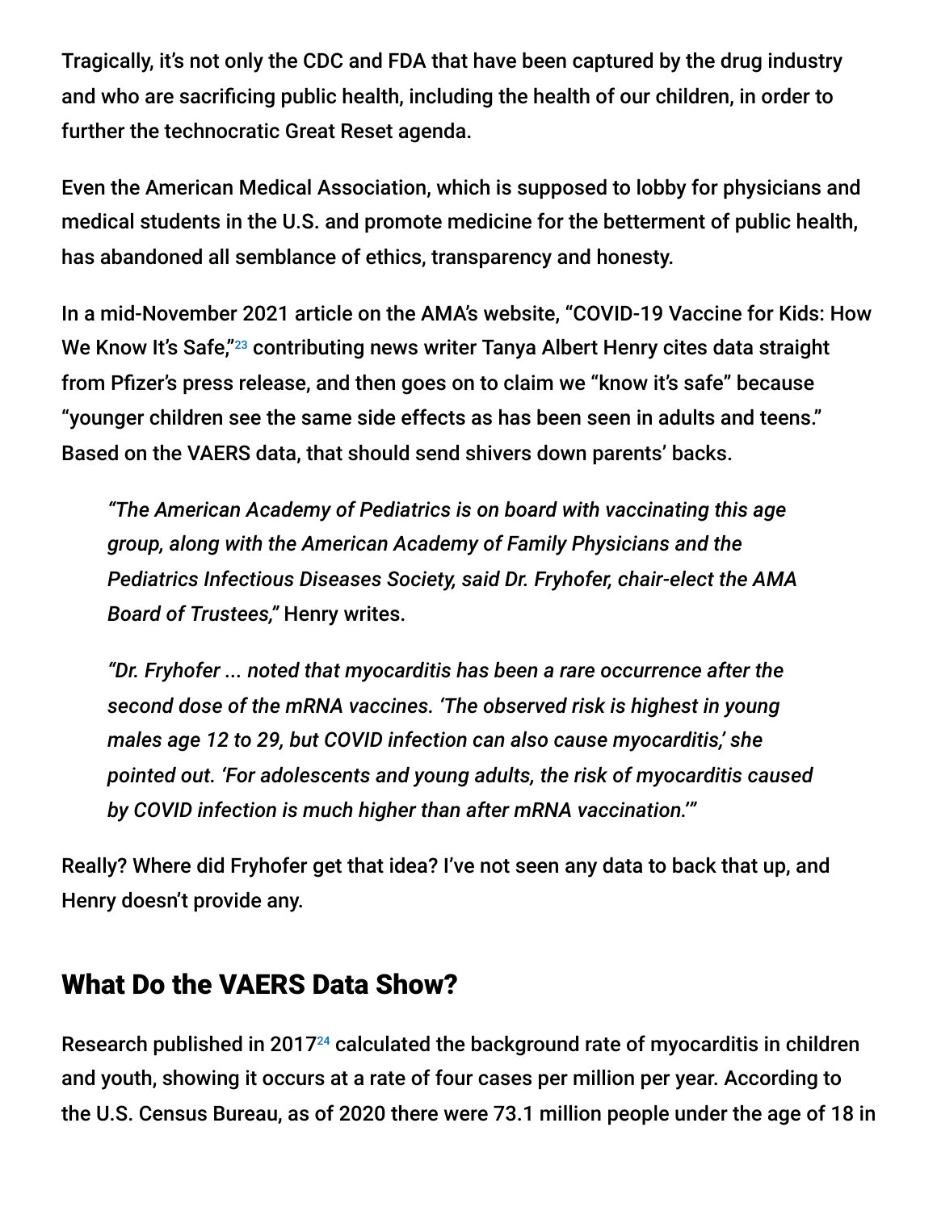Tragically, it's not only the CDC and FDA that have been captured by the drug industry and who are sacrificing public health, including the health of our children, in order to further the technocratic Great Reset agenda.

Even the American Medical Association, which is supposed to lobby for physicians and medical students in the U.S. and promote medicine for the betterment of public health, has abandoned all semblance of ethics, transparency and honesty.

In a mid-November 2021 article on the AMA's website, "COVID-19 Vaccine for Kids: How We Know It's Safe,"[23] contributing news writer Tanya Albert Henry cites data straight from Pfizer's press release, and then goes on to claim we "know it's safe" because "younger children see the same side effects as has been seen in adults and teens." Based on the VAERS data, that should send shivers down parents' backs.

> *"The American Academy of Pediatrics is on board with vaccinating this age group, along with the American Academy of Family Physicians and the Pediatrics Infectious Diseases Society, said Dr. Fryhofer, chair-elect the AMA Board of Trustees,"* Henry writes.
>
> *"Dr. Fryhofer ... noted that myocarditis has been a rare occurrence after the second dose of the mRNA vaccines. 'The observed risk is highest in young males age 12 to 29, but COVID infection can also cause myocarditis,' she pointed out. 'For adolescents and young adults, the risk of myocarditis caused by COVID infection is much higher than after mRNA vaccination.'"*

Really? Where did Fryhofer get that idea? I've not seen any data to back that up, and Henry doesn't provide any.

## What Do the VAERS Data Show?

Research published in 2017[24] calculated the background rate of myocarditis in children and youth, showing it occurs at a rate of four cases per million per year. According to the U.S. Census Bureau, as of 2020 there were 73.1 million people under the age of 18 in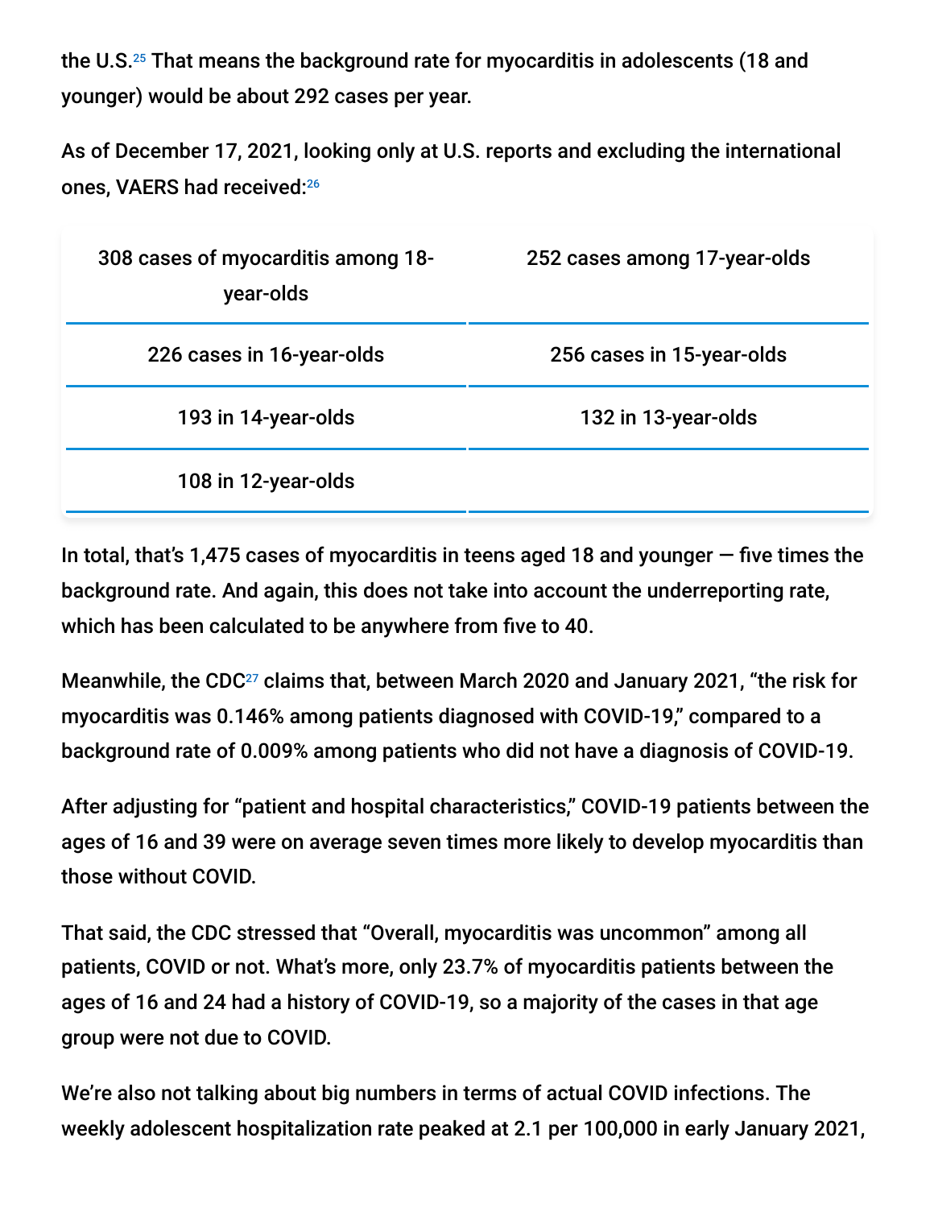the U.S.[25] That means the background rate for myocarditis in adolescents (18 and younger) would be about 292 cases per year.

As of December 17, 2021, looking only at U.S. reports and excluding the international ones, VAERS had received:[26]

| | |
|---|---|
| 308 cases of myocarditis among 18-year-olds | 252 cases among 17-year-olds |
| 226 cases in 16-year-olds | 256 cases in 15-year-olds |
| 193 in 14-year-olds | 132 in 13-year-olds |
| 108 in 12-year-olds | |

In total, that's 1,475 cases of myocarditis in teens aged 18 and younger — five times the background rate. And again, this does not take into account the underreporting rate, which has been calculated to be anywhere from five to 40.

Meanwhile, the CDC[27] claims that, between March 2020 and January 2021, "the risk for myocarditis was 0.146% among patients diagnosed with COVID-19," compared to a background rate of 0.009% among patients who did not have a diagnosis of COVID-19.

After adjusting for "patient and hospital characteristics," COVID-19 patients between the ages of 16 and 39 were on average seven times more likely to develop myocarditis than those without COVID.

That said, the CDC stressed that "Overall, myocarditis was uncommon" among all patients, COVID or not. What's more, only 23.7% of myocarditis patients between the ages of 16 and 24 had a history of COVID-19, so a majority of the cases in that age group were not due to COVID.

We're also not talking about big numbers in terms of actual COVID infections. The weekly adolescent hospitalization rate peaked at 2.1 per 100,000 in early January 2021,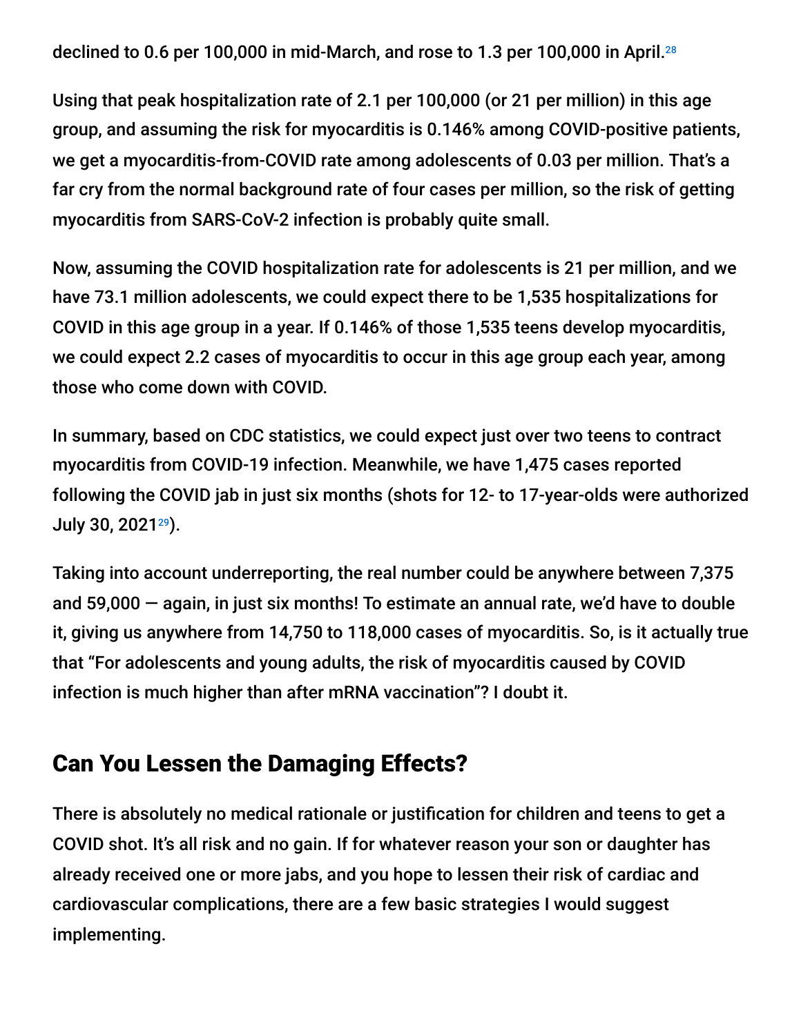declined to 0.6 per 100,000 in mid-March, and rose to 1.3 per 100,000 in April.[28]

Using that peak hospitalization rate of 2.1 per 100,000 (or 21 per million) in this age group, and assuming the risk for myocarditis is 0.146% among COVID-positive patients, we get a myocarditis-from-COVID rate among adolescents of 0.03 per million. That's a far cry from the normal background rate of four cases per million, so the risk of getting myocarditis from SARS-CoV-2 infection is probably quite small.

Now, assuming the COVID hospitalization rate for adolescents is 21 per million, and we have 73.1 million adolescents, we could expect there to be 1,535 hospitalizations for COVID in this age group in a year. If 0.146% of those 1,535 teens develop myocarditis, we could expect 2.2 cases of myocarditis to occur in this age group each year, among those who come down with COVID.

In summary, based on CDC statistics, we could expect just over two teens to contract myocarditis from COVID-19 infection. Meanwhile, we have 1,475 cases reported following the COVID jab in just six months (shots for 12- to 17-year-olds were authorized July 30, 2021[29]).

Taking into account underreporting, the real number could be anywhere between 7,375 and 59,000 — again, in just six months! To estimate an annual rate, we'd have to double it, giving us anywhere from 14,750 to 118,000 cases of myocarditis. So, is it actually true that "For adolescents and young adults, the risk of myocarditis caused by COVID infection is much higher than after mRNA vaccination"? I doubt it.

## Can You Lessen the Damaging Effects?

There is absolutely no medical rationale or justification for children and teens to get a COVID shot. It's all risk and no gain. If for whatever reason your son or daughter has already received one or more jabs, and you hope to lessen their risk of cardiac and cardiovascular complications, there are a few basic strategies I would suggest implementing.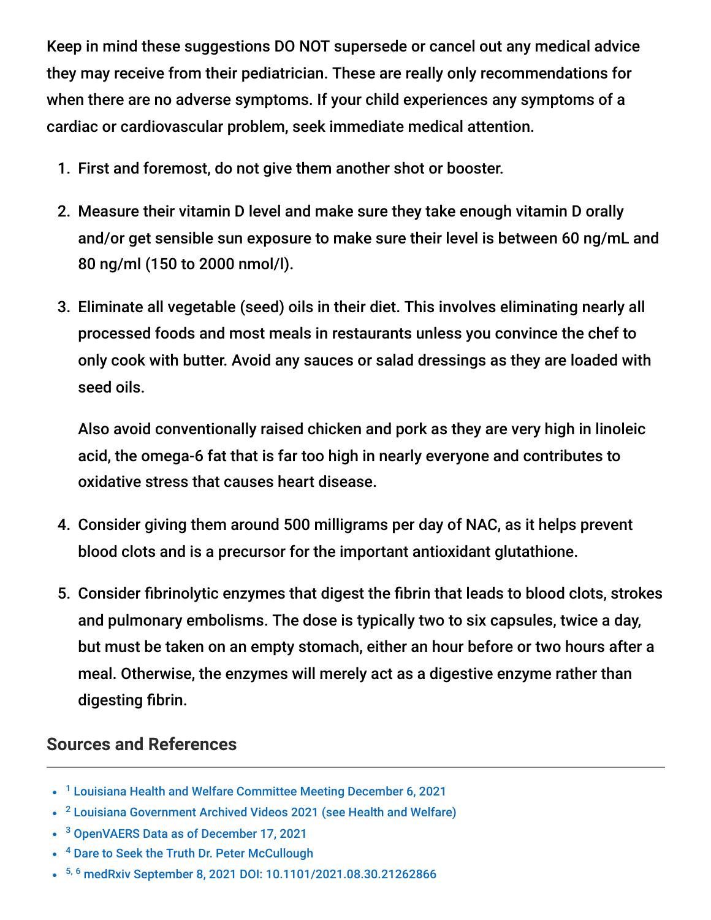Keep in mind these suggestions DO NOT supersede or cancel out any medical advice they may receive from their pediatrician. These are really only recommendations for when there are no adverse symptoms. If your child experiences any symptoms of a cardiac or cardiovascular problem, seek immediate medical attention.

1. First and foremost, do not give them another shot or booster.
2. Measure their vitamin D level and make sure they take enough vitamin D orally and/or get sensible sun exposure to make sure their level is between 60 ng/mL and 80 ng/ml (150 to 2000 nmol/l).
3. Eliminate all vegetable (seed) oils in their diet. This involves eliminating nearly all processed foods and most meals in restaurants unless you convince the chef to only cook with butter. Avoid any sauces or salad dressings as they are loaded with seed oils.

   Also avoid conventionally raised chicken and pork as they are very high in linoleic acid, the omega-6 fat that is far too high in nearly everyone and contributes to oxidative stress that causes heart disease.
4. Consider giving them around 500 milligrams per day of NAC, as it helps prevent blood clots and is a precursor for the important antioxidant glutathione.
5. Consider fibrinolytic enzymes that digest the fibrin that leads to blood clots, strokes and pulmonary embolisms. The dose is typically two to six capsules, twice a day, but must be taken on an empty stomach, either an hour before or two hours after a meal. Otherwise, the enzymes will merely act as a digestive enzyme rather than digesting fibrin.

## Sources and References

- [1] Louisiana Health and Welfare Committee Meeting December 6, 2021
- [2] Louisiana Government Archived Videos 2021 (see Health and Welfare)
- [3] OpenVAERS Data as of December 17, 2021
- [4] Dare to Seek the Truth Dr. Peter McCullough
- [5, 6] medRxiv September 8, 2021 DOI: 10.1101/2021.08.30.21262866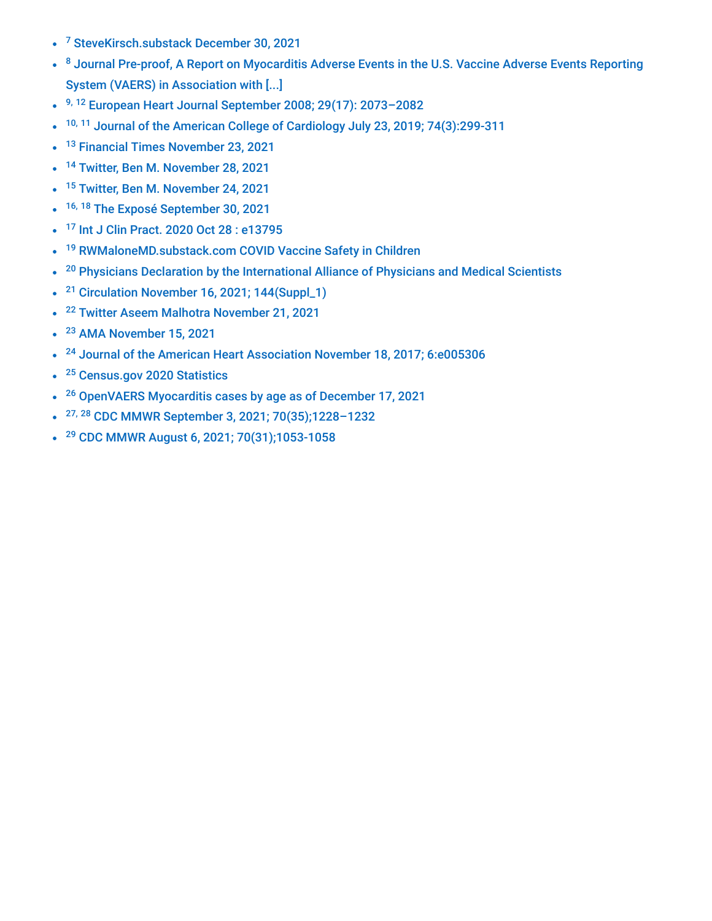- [7] SteveKirsch.substack December 30, 2021
- [8] Journal Pre-proof, A Report on Myocarditis Adverse Events in the U.S. Vaccine Adverse Events Reporting System (VAERS) in Association with [...]
- [9, 12] European Heart Journal September 2008; 29(17): 2073–2082
- [10, 11] Journal of the American College of Cardiology July 23, 2019; 74(3):299-311
- [13] Financial Times November 23, 2021
- [14] Twitter, Ben M. November 28, 2021
- [15] Twitter, Ben M. November 24, 2021
- [16, 18] The Exposé September 30, 2021
- [17] Int J Clin Pract. 2020 Oct 28 : e13795
- [19] RWMaloneMD.substack.com COVID Vaccine Safety in Children
- [20] Physicians Declaration by the International Alliance of Physicians and Medical Scientists
- [21] Circulation November 16, 2021; 144(Suppl_1)
- [22] Twitter Aseem Malhotra November 21, 2021
- [23] AMA November 15, 2021
- [24] Journal of the American Heart Association November 18, 2017; 6:e005306
- [25] Census.gov 2020 Statistics
- [26] OpenVAERS Myocarditis cases by age as of December 17, 2021
- [27, 28] CDC MMWR September 3, 2021; 70(35);1228–1232
- [29] CDC MMWR August 6, 2021; 70(31);1053-1058